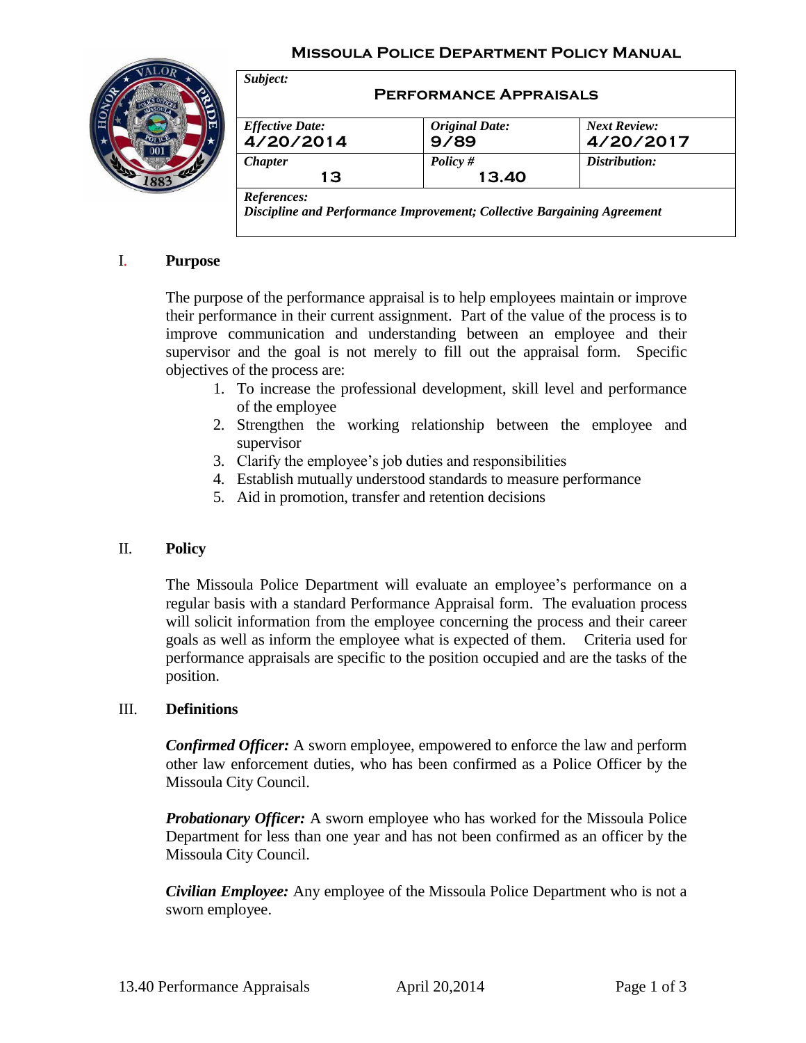**Missoula Police Department Policy Manual**

| *Subject:* **Performance Appraisals** | | |
|---|---|---|
| *Effective Date:* **4/20/2014** | *Original Date:* **9/89** | *Next Review:* **4/20/2017** |
| *Chapter* **13** | *Policy #* **13.40** | *Distribution:* |
| *References:* ***Discipline and Performance Improvement; Collective Bargaining Agreement*** | | |

## I. Purpose

The purpose of the performance appraisal is to help employees maintain or improve their performance in their current assignment. Part of the value of the process is to improve communication and understanding between an employee and their supervisor and the goal is not merely to fill out the appraisal form. Specific objectives of the process are:

1. To increase the professional development, skill level and performance of the employee
2. Strengthen the working relationship between the employee and supervisor
3. Clarify the employee's job duties and responsibilities
4. Establish mutually understood standards to measure performance
5. Aid in promotion, transfer and retention decisions

## II. Policy

The Missoula Police Department will evaluate an employee's performance on a regular basis with a standard Performance Appraisal form. The evaluation process will solicit information from the employee concerning the process and their career goals as well as inform the employee what is expected of them. Criteria used for performance appraisals are specific to the position occupied and are the tasks of the position.

## III. Definitions

***Confirmed Officer:*** A sworn employee, empowered to enforce the law and perform other law enforcement duties, who has been confirmed as a Police Officer by the Missoula City Council.

***Probationary Officer:*** A sworn employee who has worked for the Missoula Police Department for less than one year and has not been confirmed as an officer by the Missoula City Council.

***Civilian Employee:*** Any employee of the Missoula Police Department who is not a sworn employee.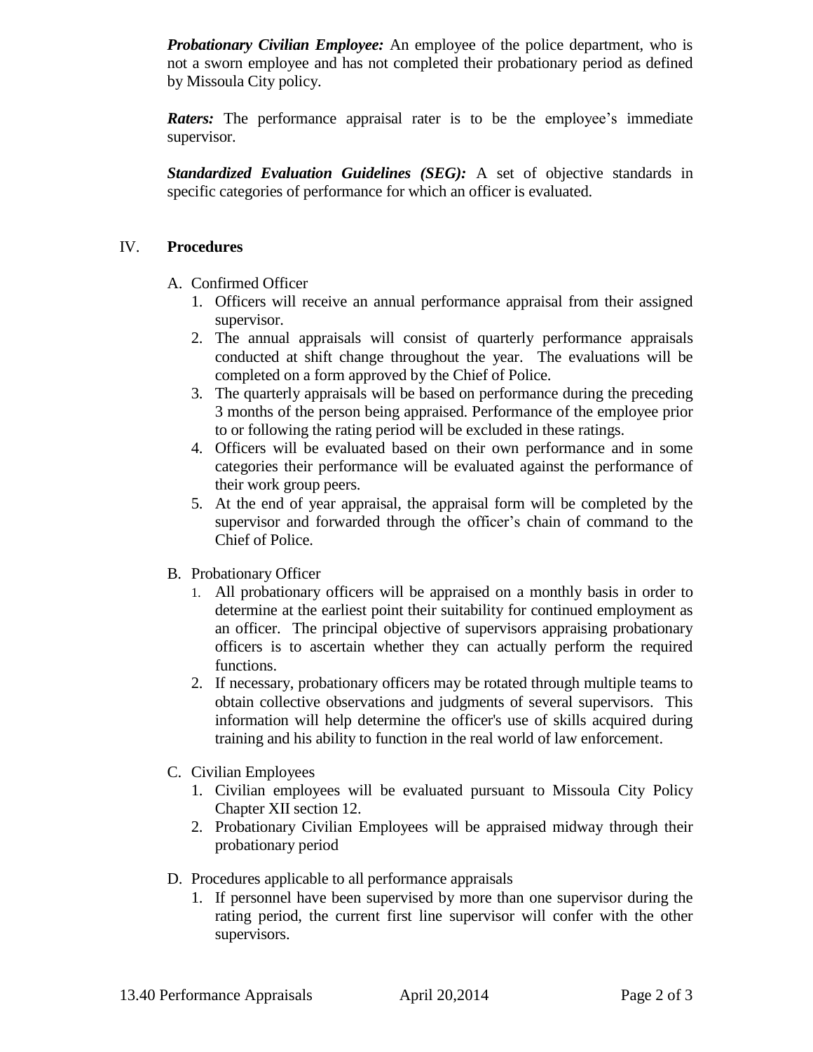***Probationary Civilian Employee:*** An employee of the police department, who is not a sworn employee and has not completed their probationary period as defined by Missoula City policy.

***Raters:*** The performance appraisal rater is to be the employee's immediate supervisor.

***Standardized Evaluation Guidelines (SEG):*** A set of objective standards in specific categories of performance for which an officer is evaluated.

## IV. **Procedures**

A. Confirmed Officer
   1. Officers will receive an annual performance appraisal from their assigned supervisor.
   2. The annual appraisals will consist of quarterly performance appraisals conducted at shift change throughout the year. The evaluations will be completed on a form approved by the Chief of Police.
   3. The quarterly appraisals will be based on performance during the preceding 3 months of the person being appraised. Performance of the employee prior to or following the rating period will be excluded in these ratings.
   4. Officers will be evaluated based on their own performance and in some categories their performance will be evaluated against the performance of their work group peers.
   5. At the end of year appraisal, the appraisal form will be completed by the supervisor and forwarded through the officer's chain of command to the Chief of Police.

B. Probationary Officer
   1. All probationary officers will be appraised on a monthly basis in order to determine at the earliest point their suitability for continued employment as an officer. The principal objective of supervisors appraising probationary officers is to ascertain whether they can actually perform the required functions.
   2. If necessary, probationary officers may be rotated through multiple teams to obtain collective observations and judgments of several supervisors. This information will help determine the officer's use of skills acquired during training and his ability to function in the real world of law enforcement.

C. Civilian Employees
   1. Civilian employees will be evaluated pursuant to Missoula City Policy Chapter XII section 12.
   2. Probationary Civilian Employees will be appraised midway through their probationary period

D. Procedures applicable to all performance appraisals
   1. If personnel have been supervised by more than one supervisor during the rating period, the current first line supervisor will confer with the other supervisors.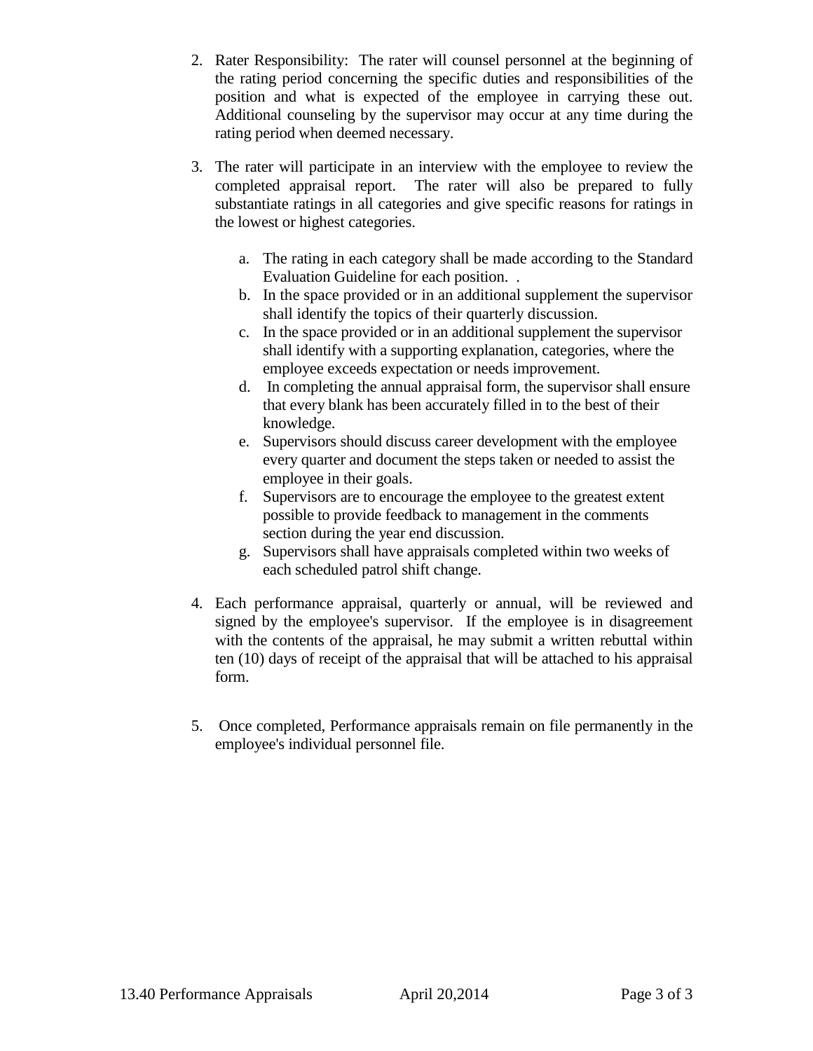2. Rater Responsibility: The rater will counsel personnel at the beginning of the rating period concerning the specific duties and responsibilities of the position and what is expected of the employee in carrying these out. Additional counseling by the supervisor may occur at any time during the rating period when deemed necessary.

3. The rater will participate in an interview with the employee to review the completed appraisal report. The rater will also be prepared to fully substantiate ratings in all categories and give specific reasons for ratings in the lowest or highest categories.

   a. The rating in each category shall be made according to the Standard Evaluation Guideline for each position. .
   b. In the space provided or in an additional supplement the supervisor shall identify the topics of their quarterly discussion.
   c. In the space provided or in an additional supplement the supervisor shall identify with a supporting explanation, categories, where the employee exceeds expectation or needs improvement.
   d. In completing the annual appraisal form, the supervisor shall ensure that every blank has been accurately filled in to the best of their knowledge.
   e. Supervisors should discuss career development with the employee every quarter and document the steps taken or needed to assist the employee in their goals.
   f. Supervisors are to encourage the employee to the greatest extent possible to provide feedback to management in the comments section during the year end discussion.
   g. Supervisors shall have appraisals completed within two weeks of each scheduled patrol shift change.

4. Each performance appraisal, quarterly or annual, will be reviewed and signed by the employee's supervisor. If the employee is in disagreement with the contents of the appraisal, he may submit a written rebuttal within ten (10) days of receipt of the appraisal that will be attached to his appraisal form.

5. Once completed, Performance appraisals remain on file permanently in the employee's individual personnel file.